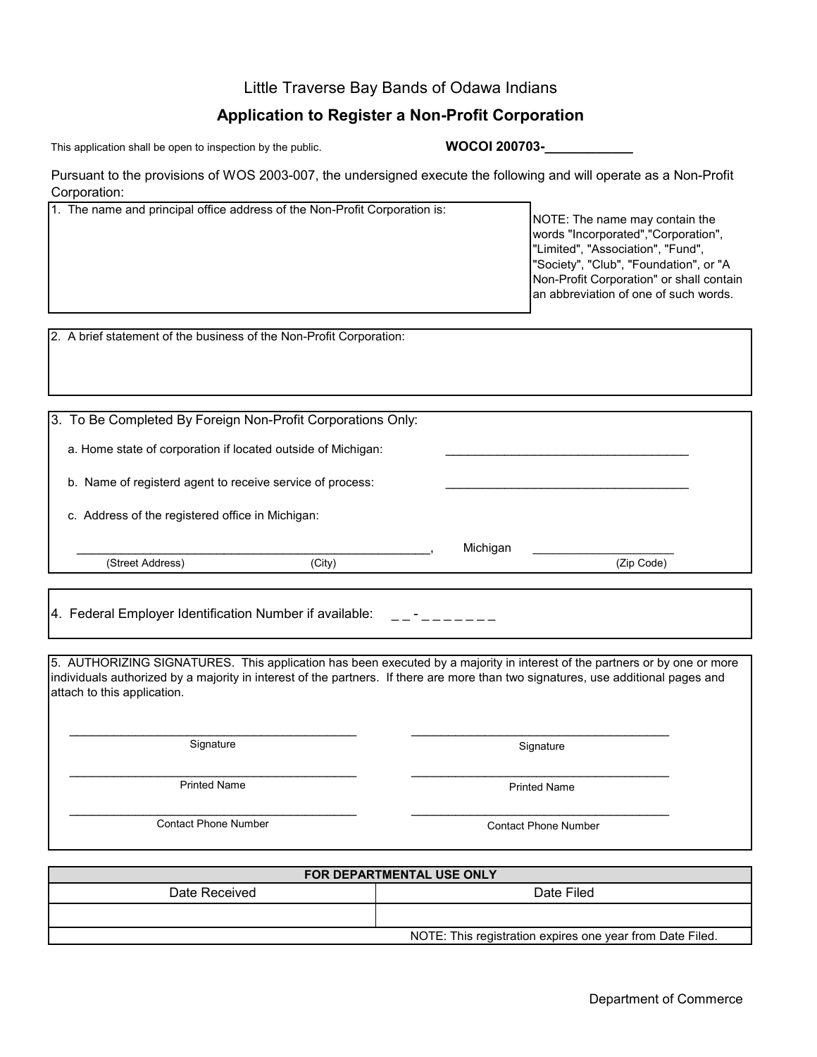# Little Traverse Bay Bands of Odawa Indians

## Application to Register a Non-Profit Corporation

This application shall be open to inspection by the public.

**WOCOI 200703-____________**

Pursuant to the provisions of WOS 2003-007, the undersigned execute the following and will operate as a Non-Profit Corporation:

1. The name and principal office address of the Non-Profit Corporation is:

NOTE: The name may contain the words "Incorporated","Corporation", "Limited", "Association", "Fund", "Society", "Club", "Foundation", or "A Non-Profit Corporation" or shall contain an abbreviation of one of such words.

2. A brief statement of the business of the Non-Profit Corporation:

3. To Be Completed By Foreign Non-Profit Corporations Only:

   a. Home state of corporation if located outside of Michigan: ____________________________________

   b. Name of registerd agent to receive service of process: ____________________________________

   c. Address of the registered office in Michigan:

   ______________________________________________________, Michigan _____________________

   (Street Address) (City) (Zip Code)

4. Federal Employer Identification Number if available: _ _ - _ _ _ _ _ _ _

5. AUTHORIZING SIGNATURES. This application has been executed by a majority in interest of the partners or by one or more individuals authorized by a majority in interest of the partners. If there are more than two signatures, use additional pages and attach to this application.

| | |
|---|---|
| ____________________________________ | ____________________________________ |
| Signature | Signature |
| ____________________________________ | ____________________________________ |
| Printed Name | Printed Name |
| ____________________________________ | ____________________________________ |
| Contact Phone Number | Contact Phone Number |

| FOR DEPARTMENTAL USE ONLY | |
|---|---|
| Date Received | Date Filed |
| | |
| | NOTE: This registration expires one year from Date Filed. |

Department of Commerce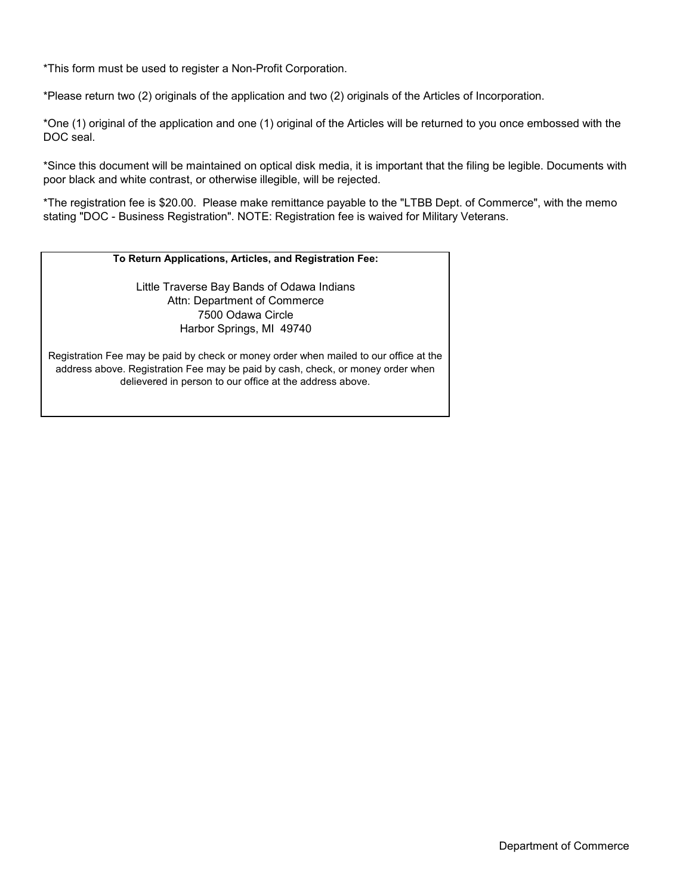*This form must be used to register a Non-Profit Corporation.

*Please return two (2) originals of the application and two (2) originals of the Articles of Incorporation.

*One (1) original of the application and one (1) original of the Articles will be returned to you once embossed with the DOC seal.

*Since this document will be maintained on optical disk media, it is important that the filing be legible. Documents with poor black and white contrast, or otherwise illegible, will be rejected.

*The registration fee is $20.00. Please make remittance payable to the "LTBB Dept. of Commerce", with the memo stating "DOC - Business Registration". NOTE: Registration fee is waived for Military Veterans.

**To Return Applications, Articles, and Registration Fee:**

Little Traverse Bay Bands of Odawa Indians
Attn: Department of Commerce
7500 Odawa Circle
Harbor Springs, MI 49740

Registration Fee may be paid by check or money order when mailed to our office at the address above. Registration Fee may be paid by cash, check, or money order when delievered in person to our office at the address above.